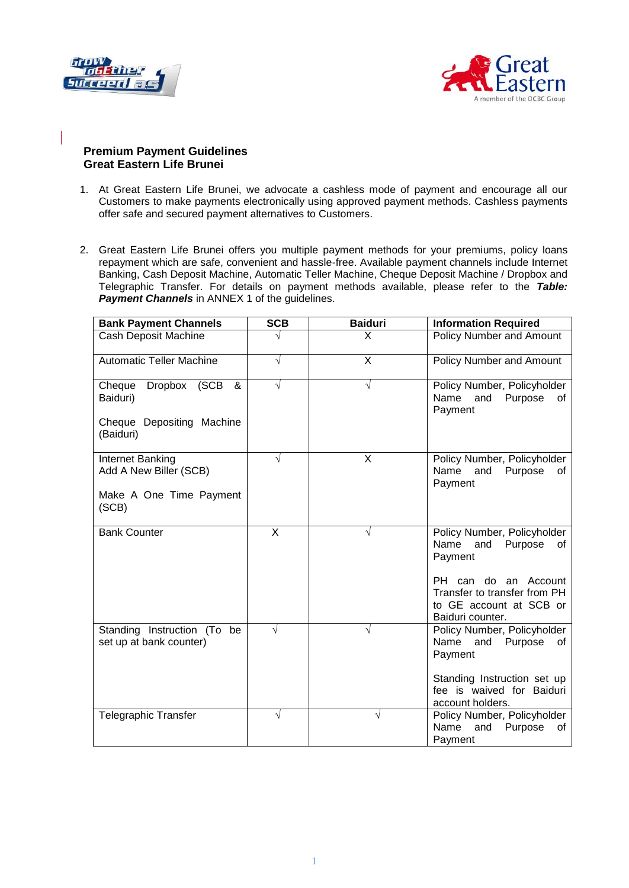**Premium Payment Guidelines**
**Great Eastern Life Brunei**

1. At Great Eastern Life Brunei, we advocate a cashless mode of payment and encourage all our Customers to make payments electronically using approved payment methods. Cashless payments offer safe and secured payment alternatives to Customers.

2. Great Eastern Life Brunei offers you multiple payment methods for your premiums, policy loans repayment which are safe, convenient and hassle-free. Available payment channels include Internet Banking, Cash Deposit Machine, Automatic Teller Machine, Cheque Deposit Machine / Dropbox and Telegraphic Transfer. For details on payment methods available, please refer to the ***Table: Payment Channels*** in ANNEX 1 of the guidelines.

| Bank Payment Channels | SCB | Baiduri | Information Required |
|---|---|---|---|
| Cash Deposit Machine | √ | X | Policy Number and Amount |
| Automatic Teller Machine | √ | X | Policy Number and Amount |
| Cheque Dropbox (SCB & Baiduri)<br><br>Cheque Depositing Machine (Baiduri) | √ | √ | Policy Number, Policyholder Name and Purpose of Payment |
| Internet Banking<br>Add A New Biller (SCB)<br><br>Make A One Time Payment (SCB) | √ | X | Policy Number, Policyholder Name and Purpose of Payment |
| Bank Counter | X | √ | Policy Number, Policyholder Name and Purpose of Payment<br><br>PH can do an Account Transfer to transfer from PH to GE account at SCB or Baiduri counter. |
| Standing Instruction (To be set up at bank counter) | √ | √ | Policy Number, Policyholder Name and Purpose of Payment<br><br>Standing Instruction set up fee is waived for Baiduri account holders. |
| Telegraphic Transfer | √ | √ | Policy Number, Policyholder Name and Purpose of Payment |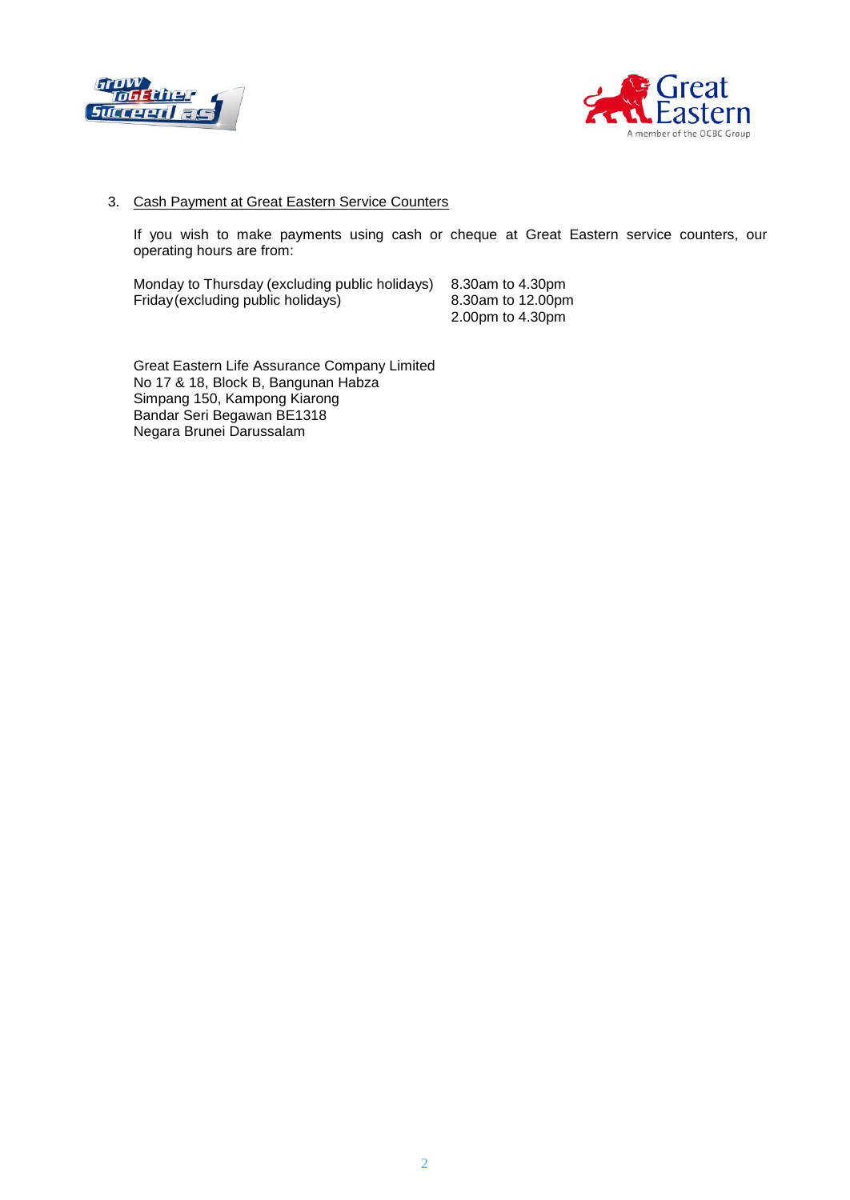3. <u>Cash Payment at Great Eastern Service Counters</u>

   If you wish to make payments using cash or cheque at Great Eastern service counters, our operating hours are from:

| | |
|---|---|
| Monday to Thursday (excluding public holidays) | 8.30am to 4.30pm |
| Friday (excluding public holidays) | 8.30am to 12.00pm |
| | 2.00pm to 4.30pm |

   Great Eastern Life Assurance Company Limited
   No 17 & 18, Block B, Bangunan Habza
   Simpang 150, Kampong Kiarong
   Bandar Seri Begawan BE1318
   Negara Brunei Darussalam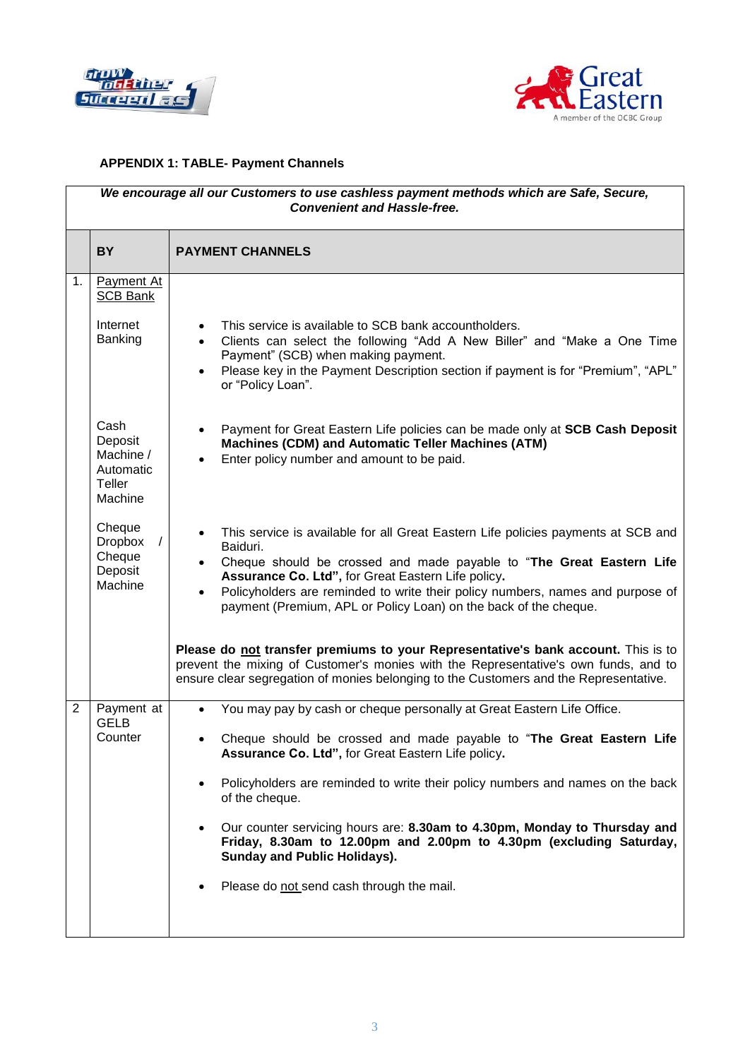**APPENDIX 1: TABLE- Payment Channels**

| | ***We encourage all our Customers to use cashless payment methods which are Safe, Secure, Convenient and Hassle-free.*** | |
|---|---|---|
| | **BY** | **PAYMENT CHANNELS** |
| 1. | Payment At SCB Bank<br><br>Internet Banking | • This service is available to SCB bank accountholders.<br>• Clients can select the following "Add A New Biller" and "Make a One Time Payment" (SCB) when making payment.<br>• Please key in the Payment Description section if payment is for "Premium", "APL" or "Policy Loan". |
| | Cash Deposit Machine / Automatic Teller Machine | • Payment for Great Eastern Life policies can be made only at **SCB Cash Deposit Machines (CDM) and Automatic Teller Machines (ATM)**<br>• Enter policy number and amount to be paid. |
| | Cheque Dropbox / Cheque Deposit Machine | • This service is available for all Great Eastern Life policies payments at SCB and Baiduri.<br>• Cheque should be crossed and made payable to "**The Great Eastern Life Assurance Co. Ltd",** for Great Eastern Life policy**.**<br>• Policyholders are reminded to write their policy numbers, names and purpose of payment (Premium, APL or Policy Loan) on the back of the cheque.<br><br>**Please do not transfer premiums to your Representative's bank account.** This is to prevent the mixing of Customer's monies with the Representative's own funds, and to ensure clear segregation of monies belonging to the Customers and the Representative. |
| 2 | Payment at GELB Counter | • You may pay by cash or cheque personally at Great Eastern Life Office.<br>• Cheque should be crossed and made payable to "**The Great Eastern Life Assurance Co. Ltd",** for Great Eastern Life policy**.**<br>• Policyholders are reminded to write their policy numbers and names on the back of the cheque.<br>• Our counter servicing hours are: **8.30am to 4.30pm, Monday to Thursday and Friday, 8.30am to 12.00pm and 2.00pm to 4.30pm (excluding Saturday, Sunday and Public Holidays).**<br>• Please do not send cash through the mail. |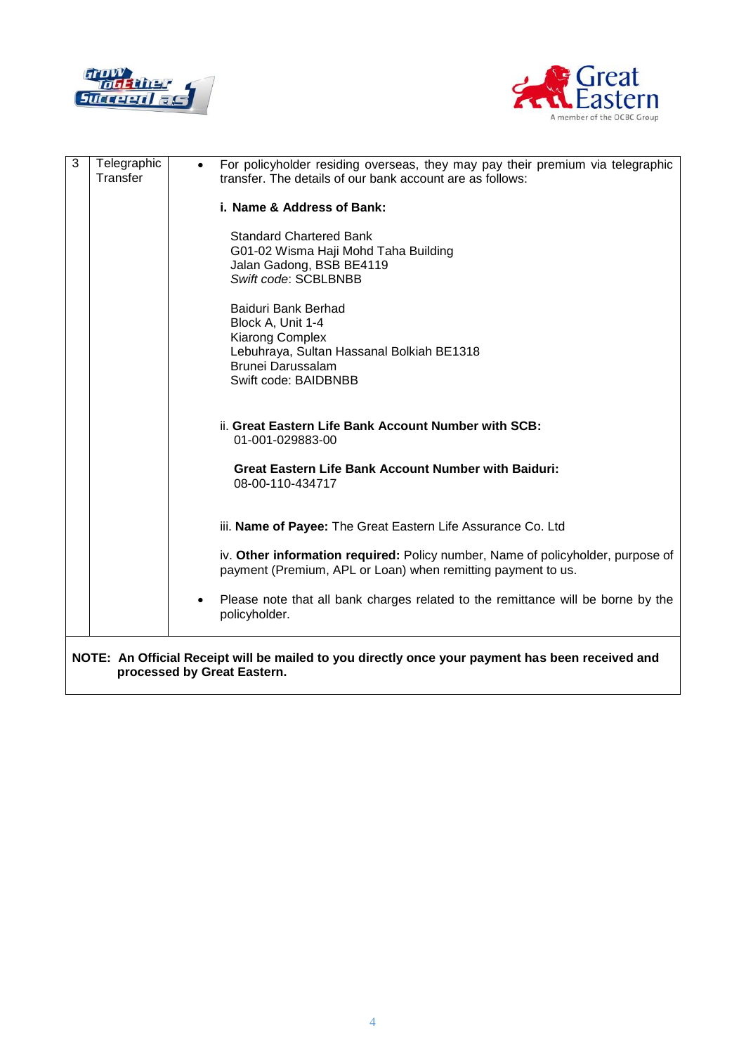| | | |
|---|---|---|
| 3 | Telegraphic Transfer | • For policyholder residing overseas, they may pay their premium via telegraphic transfer. The details of our bank account are as follows:<br><br>**i. Name & Address of Bank:**<br><br>Standard Chartered Bank<br>G01-02 Wisma Haji Mohd Taha Building<br>Jalan Gadong, BSB BE4119<br>*Swift code*: SCBLBNBB<br><br>Baiduri Bank Berhad<br>Block A, Unit 1-4<br>Kiarong Complex<br>Lebuhraya, Sultan Hassanal Bolkiah BE1318<br>Brunei Darussalam<br>Swift code: BAIDBNBB<br><br>ii. **Great Eastern Life Bank Account Number with SCB:**<br>01-001-029883-00<br><br>**Great Eastern Life Bank Account Number with Baiduri:**<br>08-00-110-434717<br><br>iii. **Name of Payee:** The Great Eastern Life Assurance Co. Ltd<br><br>iv. **Other information required:** Policy number, Name of policyholder, purpose of payment (Premium, APL or Loan) when remitting payment to us.<br><br>• Please note that all bank charges related to the remittance will be borne by the policyholder. |

**NOTE: An Official Receipt will be mailed to you directly once your payment has been received and processed by Great Eastern.**